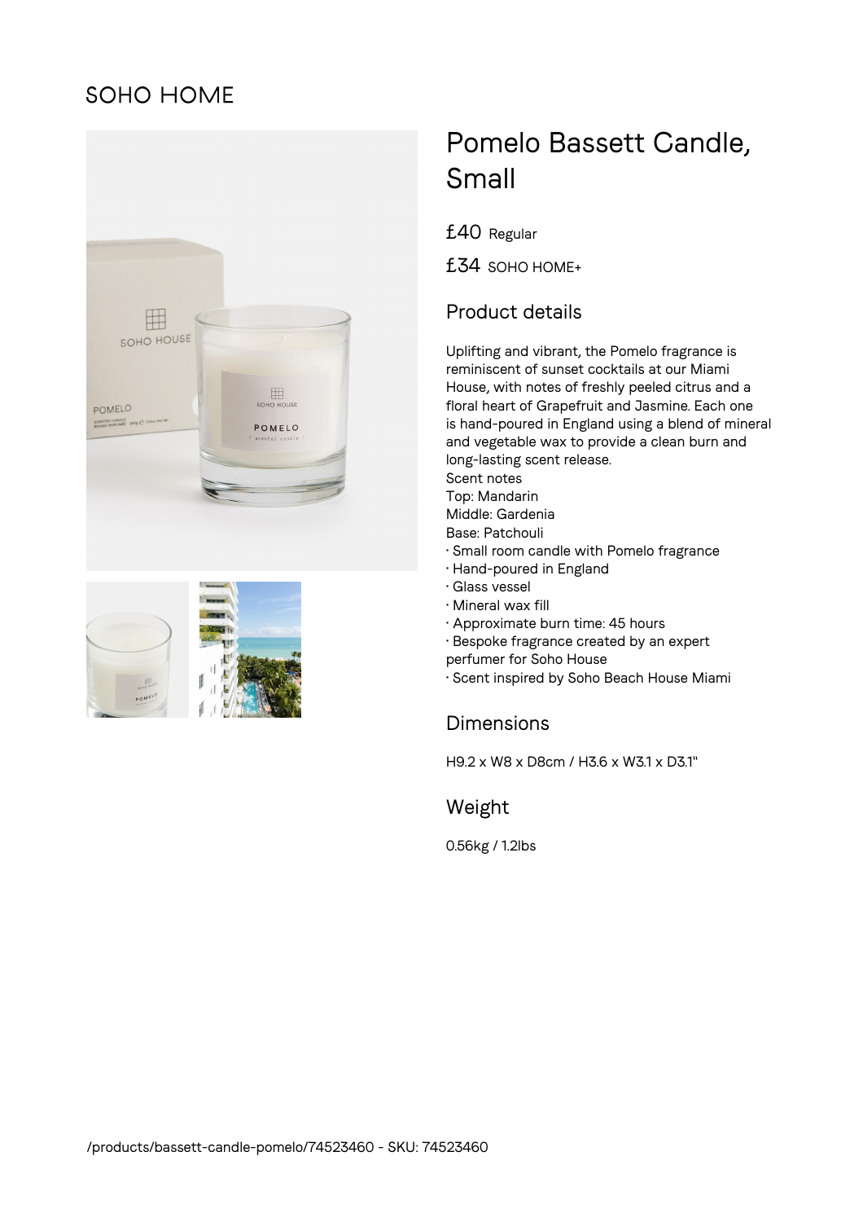SOHO HOME

# Pomelo Bassett Candle, Small

£40 Regular

£34 SOHO HOME+

## Product details

Uplifting and vibrant, the Pomelo fragrance is reminiscent of sunset cocktails at our Miami House, with notes of freshly peeled citrus and a floral heart of Grapefruit and Jasmine. Each one is hand-poured in England using a blend of mineral and vegetable wax to provide a clean burn and long-lasting scent release.
Scent notes
Top: Mandarin
Middle: Gardenia
Base: Patchouli

- Small room candle with Pomelo fragrance
- Hand-poured in England
- Glass vessel
- Mineral wax fill
- Approximate burn time: 45 hours
- Bespoke fragrance created by an expert perfumer for Soho House
- Scent inspired by Soho Beach House Miami

## Dimensions

H9.2 x W8 x D8cm / H3.6 x W3.1 x D3.1"

## Weight

0.56kg / 1.2lbs

/products/bassett-candle-pomelo/74523460 - SKU: 74523460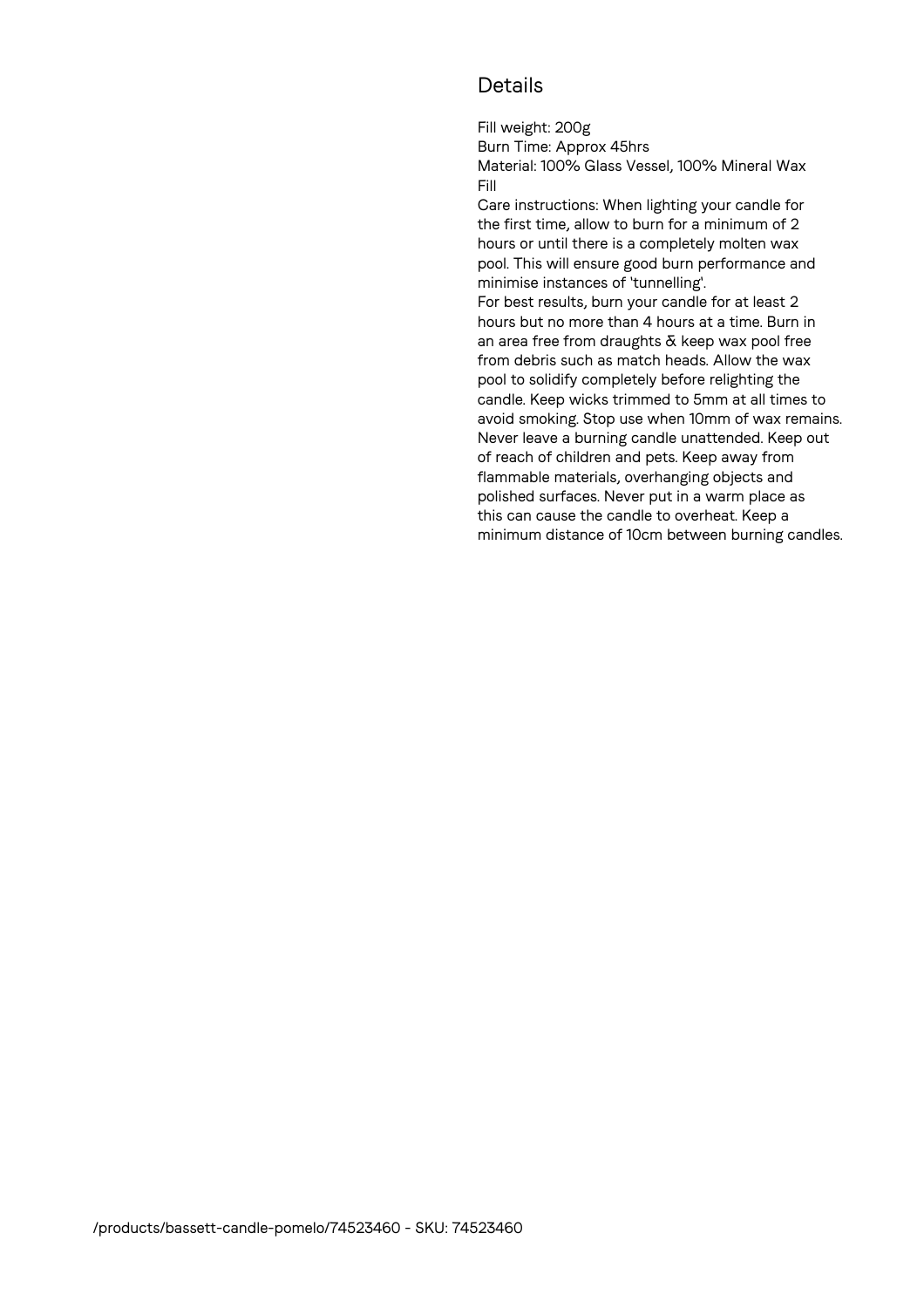## Details

Fill weight: 200g
Burn Time: Approx 45hrs
Material: 100% Glass Vessel, 100% Mineral Wax Fill
Care instructions: When lighting your candle for the first time, allow to burn for a minimum of 2 hours or until there is a completely molten wax pool. This will ensure good burn performance and minimise instances of 'tunnelling'.
For best results, burn your candle for at least 2 hours but no more than 4 hours at a time. Burn in an area free from draughts & keep wax pool free from debris such as match heads. Allow the wax pool to solidify completely before relighting the candle. Keep wicks trimmed to 5mm at all times to avoid smoking. Stop use when 10mm of wax remains. Never leave a burning candle unattended. Keep out of reach of children and pets. Keep away from flammable materials, overhanging objects and polished surfaces. Never put in a warm place as this can cause the candle to overheat. Keep a minimum distance of 10cm between burning candles.

/products/bassett-candle-pomelo/74523460 - SKU: 74523460